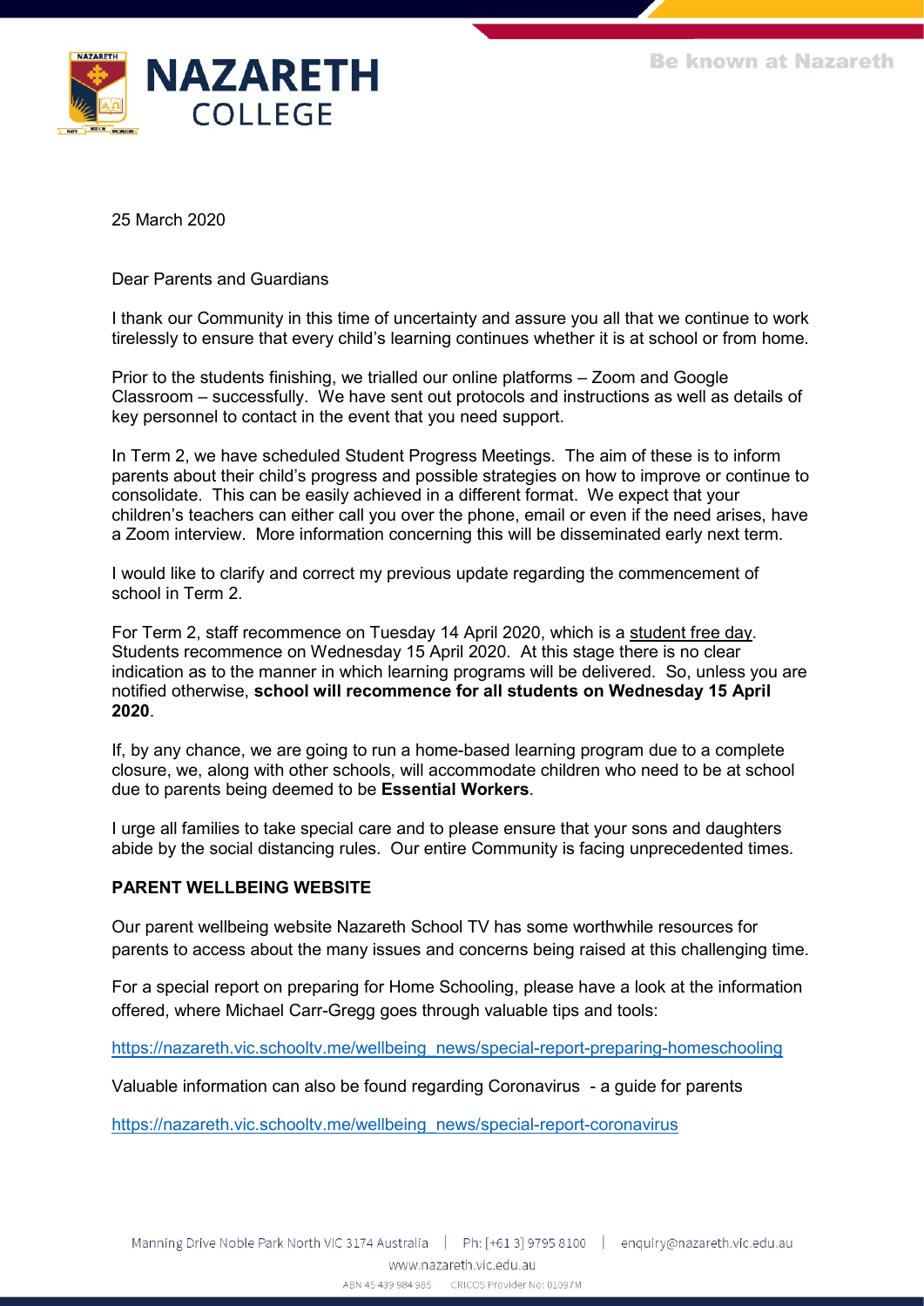25 March 2020

Dear Parents and Guardians

I thank our Community in this time of uncertainty and assure you all that we continue to work tirelessly to ensure that every child's learning continues whether it is at school or from home.

Prior to the students finishing, we trialled our online platforms – Zoom and Google Classroom – successfully. We have sent out protocols and instructions as well as details of key personnel to contact in the event that you need support.

In Term 2, we have scheduled Student Progress Meetings. The aim of these is to inform parents about their child's progress and possible strategies on how to improve or continue to consolidate. This can be easily achieved in a different format. We expect that your children's teachers can either call you over the phone, email or even if the need arises, have a Zoom interview. More information concerning this will be disseminated early next term.

I would like to clarify and correct my previous update regarding the commencement of school in Term 2.

For Term 2, staff recommence on Tuesday 14 April 2020, which is a student free day. Students recommence on Wednesday 15 April 2020. At this stage there is no clear indication as to the manner in which learning programs will be delivered. So, unless you are notified otherwise, **school will recommence for all students on Wednesday 15 April 2020**.

If, by any chance, we are going to run a home-based learning program due to a complete closure, we, along with other schools, will accommodate children who need to be at school due to parents being deemed to be **Essential Workers**.

I urge all families to take special care and to please ensure that your sons and daughters abide by the social distancing rules. Our entire Community is facing unprecedented times.

**PARENT WELLBEING WEBSITE**

Our parent wellbeing website Nazareth School TV has some worthwhile resources for parents to access about the many issues and concerns being raised at this challenging time.

For a special report on preparing for Home Schooling, please have a look at the information offered, where Michael Carr-Gregg goes through valuable tips and tools:

https://nazareth.vic.schooltv.me/wellbeing_news/special-report-preparing-homeschooling

Valuable information can also be found regarding Coronavirus - a guide for parents

https://nazareth.vic.schooltv.me/wellbeing_news/special-report-coronavirus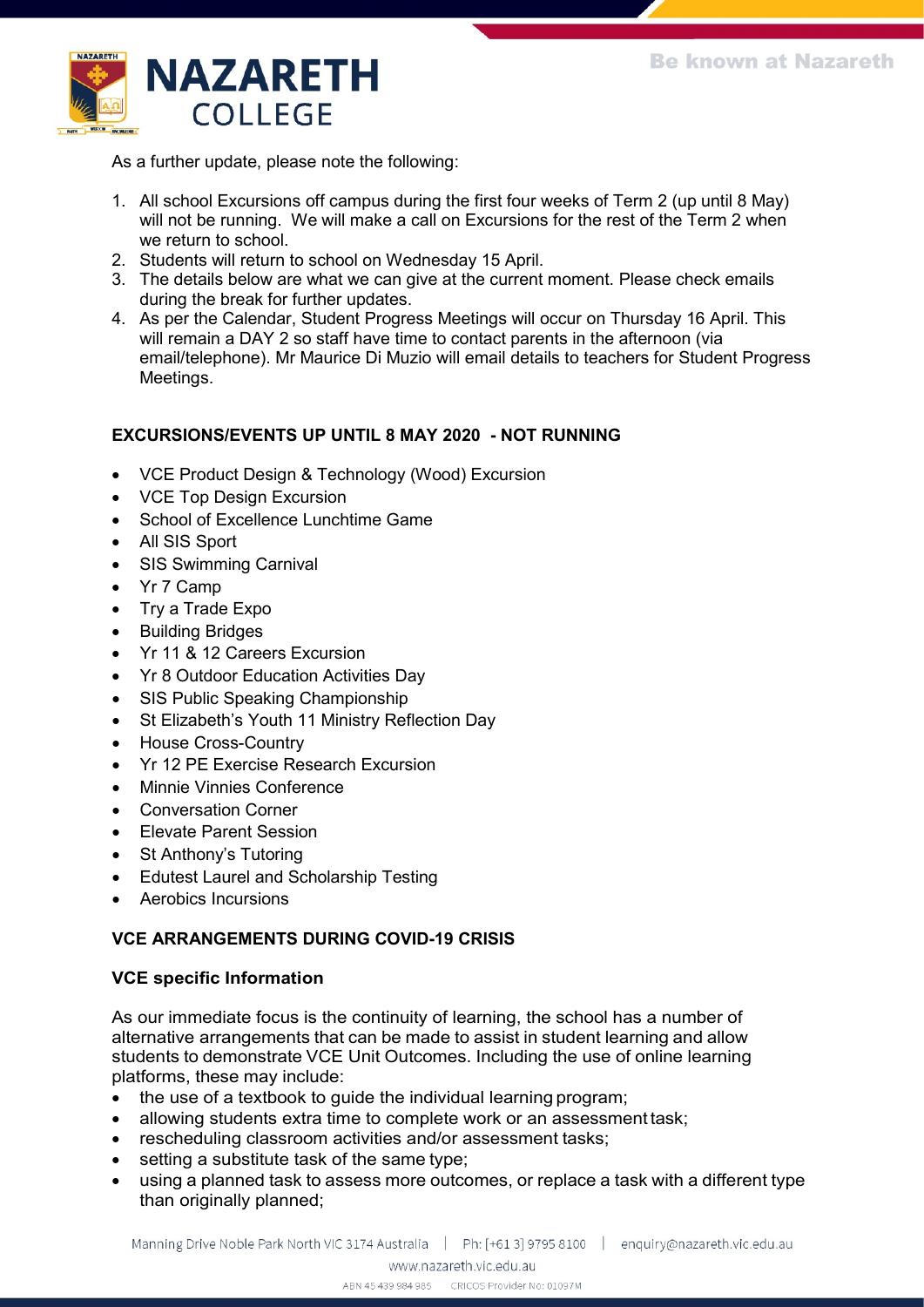As a further update, please note the following:

1. All school Excursions off campus during the first four weeks of Term 2 (up until 8 May) will not be running. We will make a call on Excursions for the rest of the Term 2 when we return to school.
2. Students will return to school on Wednesday 15 April.
3. The details below are what we can give at the current moment. Please check emails during the break for further updates.
4. As per the Calendar, Student Progress Meetings will occur on Thursday 16 April. This will remain a DAY 2 so staff have time to contact parents in the afternoon (via email/telephone). Mr Maurice Di Muzio will email details to teachers for Student Progress Meetings.

**EXCURSIONS/EVENTS UP UNTIL 8 MAY 2020 - NOT RUNNING**

- VCE Product Design & Technology (Wood) Excursion
- VCE Top Design Excursion
- School of Excellence Lunchtime Game
- All SIS Sport
- SIS Swimming Carnival
- Yr 7 Camp
- Try a Trade Expo
- Building Bridges
- Yr 11 & 12 Careers Excursion
- Yr 8 Outdoor Education Activities Day
- SIS Public Speaking Championship
- St Elizabeth's Youth 11 Ministry Reflection Day
- House Cross-Country
- Yr 12 PE Exercise Research Excursion
- Minnie Vinnies Conference
- Conversation Corner
- Elevate Parent Session
- St Anthony's Tutoring
- Edutest Laurel and Scholarship Testing
- Aerobics Incursions

**VCE ARRANGEMENTS DURING COVID-19 CRISIS**

**VCE specific Information**

As our immediate focus is the continuity of learning, the school has a number of alternative arrangements that can be made to assist in student learning and allow students to demonstrate VCE Unit Outcomes. Including the use of online learning platforms, these may include:

- the use of a textbook to guide the individual learning program;
- allowing students extra time to complete work or an assessment task;
- rescheduling classroom activities and/or assessment tasks;
- setting a substitute task of the same type;
- using a planned task to assess more outcomes, or replace a task with a different type than originally planned;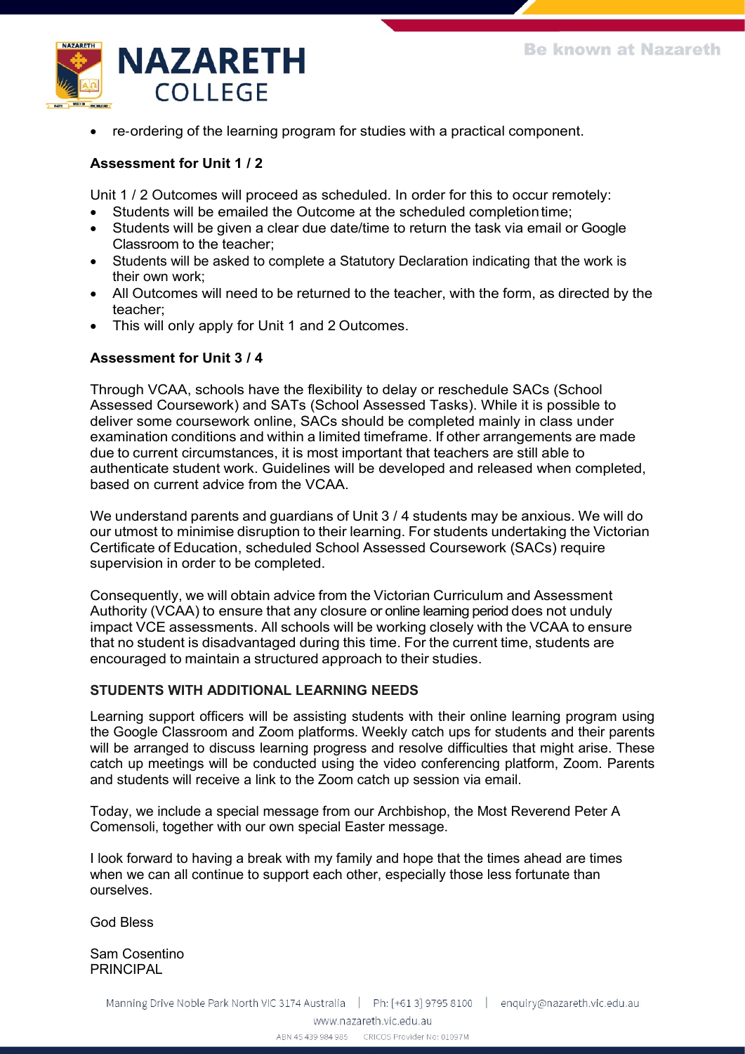- re-ordering of the learning program for studies with a practical component.

**Assessment for Unit 1 / 2**

Unit 1 / 2 Outcomes will proceed as scheduled. In order for this to occur remotely:

- Students will be emailed the Outcome at the scheduled completion time;
- Students will be given a clear due date/time to return the task via email or Google Classroom to the teacher;
- Students will be asked to complete a Statutory Declaration indicating that the work is their own work;
- All Outcomes will need to be returned to the teacher, with the form, as directed by the teacher;
- This will only apply for Unit 1 and 2 Outcomes.

**Assessment for Unit 3 / 4**

Through VCAA, schools have the flexibility to delay or reschedule SACs (School Assessed Coursework) and SATs (School Assessed Tasks). While it is possible to deliver some coursework online, SACs should be completed mainly in class under examination conditions and within a limited timeframe. If other arrangements are made due to current circumstances, it is most important that teachers are still able to authenticate student work. Guidelines will be developed and released when completed, based on current advice from the VCAA.

We understand parents and guardians of Unit 3 / 4 students may be anxious. We will do our utmost to minimise disruption to their learning. For students undertaking the Victorian Certificate of Education, scheduled School Assessed Coursework (SACs) require supervision in order to be completed.

Consequently, we will obtain advice from the Victorian Curriculum and Assessment Authority (VCAA) to ensure that any closure or online learning period does not unduly impact VCE assessments. All schools will be working closely with the VCAA to ensure that no student is disadvantaged during this time. For the current time, students are encouraged to maintain a structured approach to their studies.

**STUDENTS WITH ADDITIONAL LEARNING NEEDS**

Learning support officers will be assisting students with their online learning program using the Google Classroom and Zoom platforms. Weekly catch ups for students and their parents will be arranged to discuss learning progress and resolve difficulties that might arise. These catch up meetings will be conducted using the video conferencing platform, Zoom. Parents and students will receive a link to the Zoom catch up session via email.

Today, we include a special message from our Archbishop, the Most Reverend Peter A Comensoli, together with our own special Easter message.

I look forward to having a break with my family and hope that the times ahead are times when we can all continue to support each other, especially those less fortunate than ourselves.

God Bless

Sam Cosentino
PRINCIPAL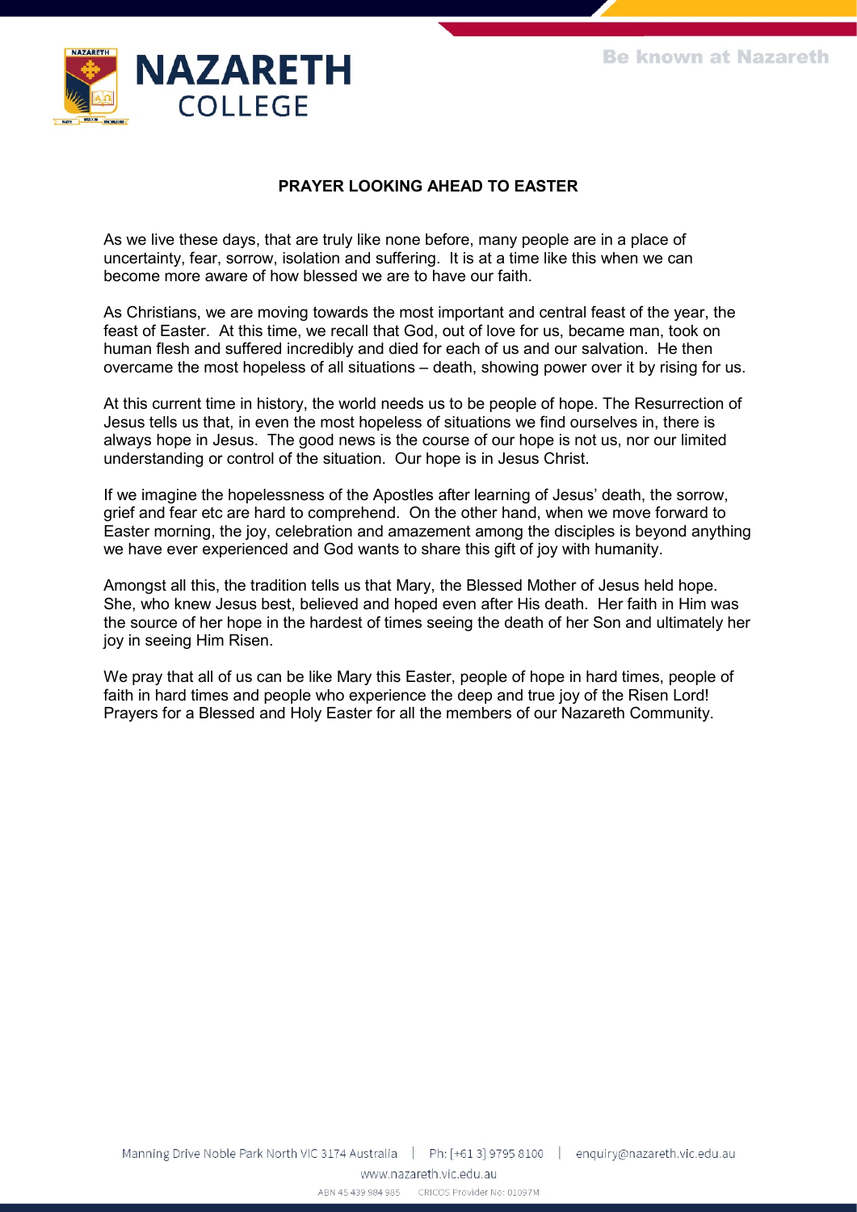## PRAYER LOOKING AHEAD TO EASTER

As we live these days, that are truly like none before, many people are in a place of uncertainty, fear, sorrow, isolation and suffering. It is at a time like this when we can become more aware of how blessed we are to have our faith.

As Christians, we are moving towards the most important and central feast of the year, the feast of Easter. At this time, we recall that God, out of love for us, became man, took on human flesh and suffered incredibly and died for each of us and our salvation. He then overcame the most hopeless of all situations – death, showing power over it by rising for us.

At this current time in history, the world needs us to be people of hope. The Resurrection of Jesus tells us that, in even the most hopeless of situations we find ourselves in, there is always hope in Jesus. The good news is the course of our hope is not us, nor our limited understanding or control of the situation. Our hope is in Jesus Christ.

If we imagine the hopelessness of the Apostles after learning of Jesus' death, the sorrow, grief and fear etc are hard to comprehend. On the other hand, when we move forward to Easter morning, the joy, celebration and amazement among the disciples is beyond anything we have ever experienced and God wants to share this gift of joy with humanity.

Amongst all this, the tradition tells us that Mary, the Blessed Mother of Jesus held hope. She, who knew Jesus best, believed and hoped even after His death. Her faith in Him was the source of her hope in the hardest of times seeing the death of her Son and ultimately her joy in seeing Him Risen.

We pray that all of us can be like Mary this Easter, people of hope in hard times, people of faith in hard times and people who experience the deep and true joy of the Risen Lord! Prayers for a Blessed and Holy Easter for all the members of our Nazareth Community.